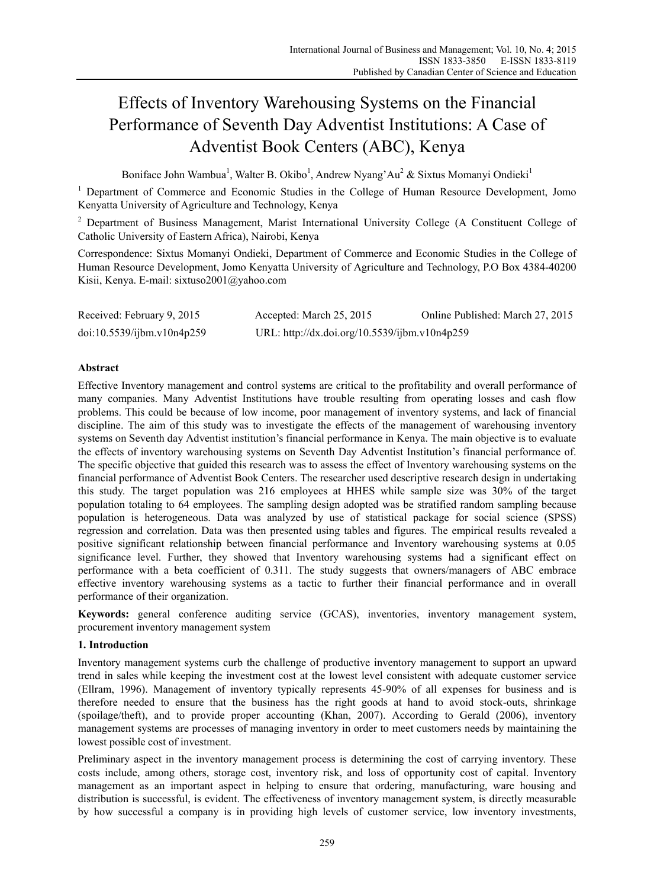# Effects of Inventory Warehousing Systems on the Financial Performance of Seventh Day Adventist Institutions: A Case of Adventist Book Centers (ABC), Kenya

Boniface John Wambua[1], Walter B. Okibo[1], Andrew Nyang'Au[2] & Sixtus Momanyi Ondieki[1]

[1] Department of Commerce and Economic Studies in the College of Human Resource Development, Jomo Kenyatta University of Agriculture and Technology, Kenya

[2] Department of Business Management, Marist International University College (A Constituent College of Catholic University of Eastern Africa), Nairobi, Kenya

Correspondence: Sixtus Momanyi Ondieki, Department of Commerce and Economic Studies in the College of Human Resource Development, Jomo Kenyatta University of Agriculture and Technology, P.O Box 4384-40200 Kisii, Kenya. E-mail: sixtuso2001@yahoo.com

Received: February 9, 2015 Accepted: March 25, 2015 Online Published: March 27, 2015

doi:10.5539/ijbm.v10n4p259 URL: http://dx.doi.org/10.5539/ijbm.v10n4p259

## Abstract

Effective Inventory management and control systems are critical to the profitability and overall performance of many companies. Many Adventist Institutions have trouble resulting from operating losses and cash flow problems. This could be because of low income, poor management of inventory systems, and lack of financial discipline. The aim of this study was to investigate the effects of the management of warehousing inventory systems on Seventh day Adventist institution's financial performance in Kenya. The main objective is to evaluate the effects of inventory warehousing systems on Seventh Day Adventist Institution's financial performance of. The specific objective that guided this research was to assess the effect of Inventory warehousing systems on the financial performance of Adventist Book Centers. The researcher used descriptive research design in undertaking this study. The target population was 216 employees at HHES while sample size was 30% of the target population totaling to 64 employees. The sampling design adopted was be stratified random sampling because population is heterogeneous. Data was analyzed by use of statistical package for social science (SPSS) regression and correlation. Data was then presented using tables and figures. The empirical results revealed a positive significant relationship between financial performance and Inventory warehousing systems at 0.05 significance level. Further, they showed that Inventory warehousing systems had a significant effect on performance with a beta coefficient of 0.311. The study suggests that owners/managers of ABC embrace effective inventory warehousing systems as a tactic to further their financial performance and in overall performance of their organization.

**Keywords:** general conference auditing service (GCAS), inventories, inventory management system, procurement inventory management system

## 1. Introduction

Inventory management systems curb the challenge of productive inventory management to support an upward trend in sales while keeping the investment cost at the lowest level consistent with adequate customer service (Ellram, 1996). Management of inventory typically represents 45-90% of all expenses for business and is therefore needed to ensure that the business has the right goods at hand to avoid stock-outs, shrinkage (spoilage/theft), and to provide proper accounting (Khan, 2007). According to Gerald (2006), inventory management systems are processes of managing inventory in order to meet customers needs by maintaining the lowest possible cost of investment.

Preliminary aspect in the inventory management process is determining the cost of carrying inventory. These costs include, among others, storage cost, inventory risk, and loss of opportunity cost of capital. Inventory management as an important aspect in helping to ensure that ordering, manufacturing, ware housing and distribution is successful, is evident. The effectiveness of inventory management system, is directly measurable by how successful a company is in providing high levels of customer service, low inventory investments,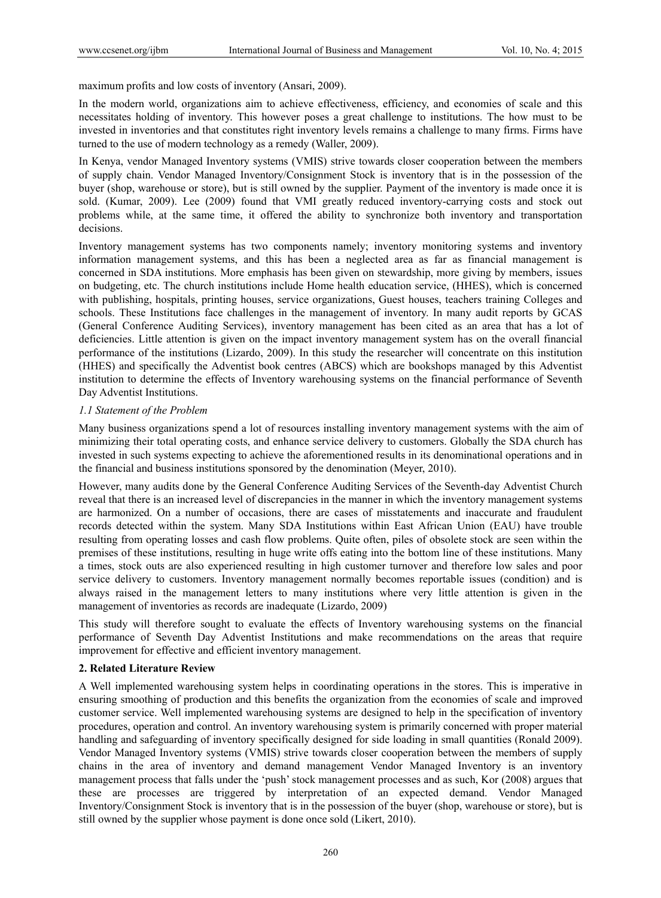maximum profits and low costs of inventory (Ansari, 2009).

In the modern world, organizations aim to achieve effectiveness, efficiency, and economies of scale and this necessitates holding of inventory. This however poses a great challenge to institutions. The how must to be invested in inventories and that constitutes right inventory levels remains a challenge to many firms. Firms have turned to the use of modern technology as a remedy (Waller, 2009).

In Kenya, vendor Managed Inventory systems (VMIS) strive towards closer cooperation between the members of supply chain. Vendor Managed Inventory/Consignment Stock is inventory that is in the possession of the buyer (shop, warehouse or store), but is still owned by the supplier. Payment of the inventory is made once it is sold. (Kumar, 2009). Lee (2009) found that VMI greatly reduced inventory-carrying costs and stock out problems while, at the same time, it offered the ability to synchronize both inventory and transportation decisions.

Inventory management systems has two components namely; inventory monitoring systems and inventory information management systems, and this has been a neglected area as far as financial management is concerned in SDA institutions. More emphasis has been given on stewardship, more giving by members, issues on budgeting, etc. The church institutions include Home health education service, (HHES), which is concerned with publishing, hospitals, printing houses, service organizations, Guest houses, teachers training Colleges and schools. These Institutions face challenges in the management of inventory. In many audit reports by GCAS (General Conference Auditing Services), inventory management has been cited as an area that has a lot of deficiencies. Little attention is given on the impact inventory management system has on the overall financial performance of the institutions (Lizardo, 2009). In this study the researcher will concentrate on this institution (HHES) and specifically the Adventist book centres (ABCS) which are bookshops managed by this Adventist institution to determine the effects of Inventory warehousing systems on the financial performance of Seventh Day Adventist Institutions.

### *1.1 Statement of the Problem*

Many business organizations spend a lot of resources installing inventory management systems with the aim of minimizing their total operating costs, and enhance service delivery to customers. Globally the SDA church has invested in such systems expecting to achieve the aforementioned results in its denominational operations and in the financial and business institutions sponsored by the denomination (Meyer, 2010).

However, many audits done by the General Conference Auditing Services of the Seventh-day Adventist Church reveal that there is an increased level of discrepancies in the manner in which the inventory management systems are harmonized. On a number of occasions, there are cases of misstatements and inaccurate and fraudulent records detected within the system. Many SDA Institutions within East African Union (EAU) have trouble resulting from operating losses and cash flow problems. Quite often, piles of obsolete stock are seen within the premises of these institutions, resulting in huge write offs eating into the bottom line of these institutions. Many a times, stock outs are also experienced resulting in high customer turnover and therefore low sales and poor service delivery to customers. Inventory management normally becomes reportable issues (condition) and is always raised in the management letters to many institutions where very little attention is given in the management of inventories as records are inadequate (Lizardo, 2009)

This study will therefore sought to evaluate the effects of Inventory warehousing systems on the financial performance of Seventh Day Adventist Institutions and make recommendations on the areas that require improvement for effective and efficient inventory management.

## 2. Related Literature Review

A Well implemented warehousing system helps in coordinating operations in the stores. This is imperative in ensuring smoothing of production and this benefits the organization from the economies of scale and improved customer service. Well implemented warehousing systems are designed to help in the specification of inventory procedures, operation and control. An inventory warehousing system is primarily concerned with proper material handling and safeguarding of inventory specifically designed for side loading in small quantities (Ronald 2009). Vendor Managed Inventory systems (VMIS) strive towards closer cooperation between the members of supply chains in the area of inventory and demand management Vendor Managed Inventory is an inventory management process that falls under the 'push' stock management processes and as such, Kor (2008) argues that these are processes are triggered by interpretation of an expected demand. Vendor Managed Inventory/Consignment Stock is inventory that is in the possession of the buyer (shop, warehouse or store), but is still owned by the supplier whose payment is done once sold (Likert, 2010).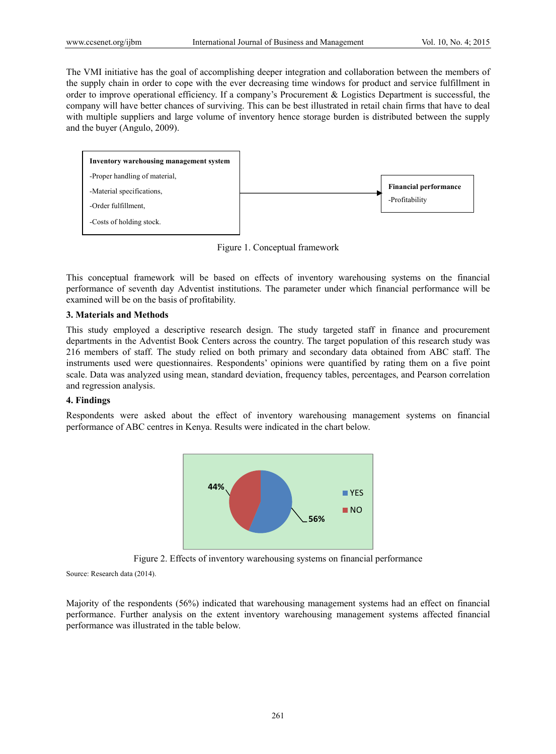The VMI initiative has the goal of accomplishing deeper integration and collaboration between the members of the supply chain in order to cope with the ever decreasing time windows for product and service fulfillment in order to improve operational efficiency. If a company's Procurement & Logistics Department is successful, the company will have better chances of surviving. This can be best illustrated in retail chain firms that have to deal with multiple suppliers and large volume of inventory hence storage burden is distributed between the supply and the buyer (Angulo, 2009).

**Inventory warehousing management system**
- -Proper handling of material,
- -Material specifications,
- -Order fulfillment,
- -Costs of holding stock.

→ **Financial performance**
- -Profitability

Figure 1. Conceptual framework

This conceptual framework will be based on effects of inventory warehousing systems on the financial performance of seventh day Adventist institutions. The parameter under which financial performance will be examined will be on the basis of profitability.

## 3. Materials and Methods

This study employed a descriptive research design. The study targeted staff in finance and procurement departments in the Adventist Book Centers across the country. The target population of this research study was 216 members of staff. The study relied on both primary and secondary data obtained from ABC staff. The instruments used were questionnaires. Respondents' opinions were quantified by rating them on a five point scale. Data was analyzed using mean, standard deviation, frequency tables, percentages, and Pearson correlation and regression analysis.

## 4. Findings

Respondents were asked about the effect of inventory warehousing management systems on financial performance of ABC centres in Kenya. Results were indicated in the chart below.

| Response | Percentage |
|---|---|
| YES | 56% |
| NO | 44% |

Figure 2. Effects of inventory warehousing systems on financial performance

Source: Research data (2014).

Majority of the respondents (56%) indicated that warehousing management systems had an effect on financial performance. Further analysis on the extent inventory warehousing management systems affected financial performance was illustrated in the table below.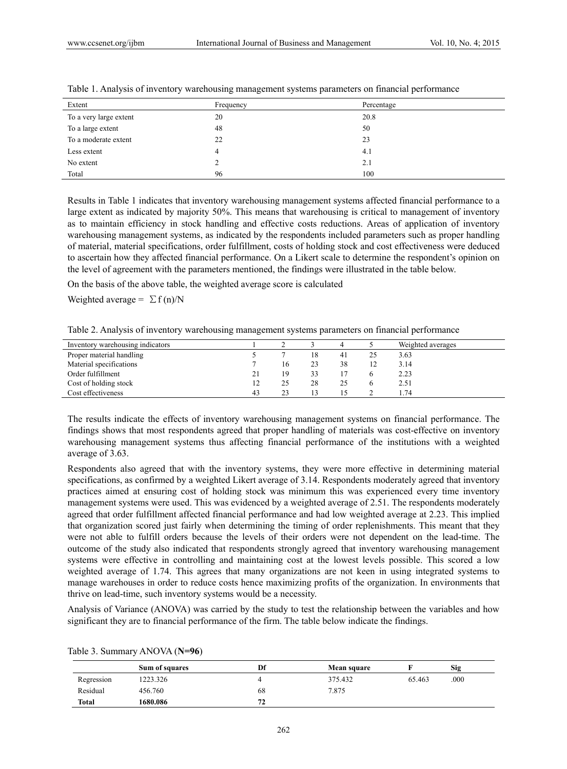Table 1. Analysis of inventory warehousing management systems parameters on financial performance

| Extent | Frequency | Percentage |
|---|---|---|
| To a very large extent | 20 | 20.8 |
| To a large extent | 48 | 50 |
| To a moderate extent | 22 | 23 |
| Less extent | 4 | 4.1 |
| No extent | 2 | 2.1 |
| Total | 96 | 100 |

Results in Table 1 indicates that inventory warehousing management systems affected financial performance to a large extent as indicated by majority 50%. This means that warehousing is critical to management of inventory as to maintain efficiency in stock handling and effective costs reductions. Areas of application of inventory warehousing management systems, as indicated by the respondents included parameters such as proper handling of material, material specifications, order fulfillment, costs of holding stock and cost effectiveness were deduced to ascertain how they affected financial performance. On a Likert scale to determine the respondent's opinion on the level of agreement with the parameters mentioned, the findings were illustrated in the table below.

On the basis of the above table, the weighted average score is calculated

Weighted average = $\sum f(n)/N$

Table 2. Analysis of inventory warehousing management systems parameters on financial performance

| Inventory warehousing indicators | 1 | 2 | 3 | 4 | 5 | Weighted averages |
|---|---|---|---|---|---|---|
| Proper material handling | 5 | 7 | 18 | 41 | 25 | 3.63 |
| Material specifications | 7 | 16 | 23 | 38 | 12 | 3.14 |
| Order fulfillment | 21 | 19 | 33 | 17 | 6 | 2.23 |
| Cost of holding stock | 12 | 25 | 28 | 25 | 6 | 2.51 |
| Cost effectiveness | 43 | 23 | 13 | 15 | 2 | 1.74 |

The results indicate the effects of inventory warehousing management systems on financial performance. The findings shows that most respondents agreed that proper handling of materials was cost-effective on inventory warehousing management systems thus affecting financial performance of the institutions with a weighted average of 3.63.

Respondents also agreed that with the inventory systems, they were more effective in determining material specifications, as confirmed by a weighted Likert average of 3.14. Respondents moderately agreed that inventory practices aimed at ensuring cost of holding stock was minimum this was experienced every time inventory management systems were used. This was evidenced by a weighted average of 2.51. The respondents moderately agreed that order fulfillment affected financial performance and had low weighted average at 2.23. This implied that organization scored just fairly when determining the timing of order replenishments. This meant that they were not able to fulfill orders because the levels of their orders were not dependent on the lead-time. The outcome of the study also indicated that respondents strongly agreed that inventory warehousing management systems were effective in controlling and maintaining cost at the lowest levels possible. This scored a low weighted average of 1.74. This agrees that many organizations are not keen in using integrated systems to manage warehouses in order to reduce costs hence maximizing profits of the organization. In environments that thrive on lead-time, such inventory systems would be a necessity.

Analysis of Variance (ANOVA) was carried by the study to test the relationship between the variables and how significant they are to financial performance of the firm. The table below indicate the findings.

Table 3. Summary ANOVA (**N=96**)

| | **Sum of squares** | **Df** | **Mean square** | **F** | **Sig** |
|---|---|---|---|---|---|
| Regression | 1223.326 | 4 | 375.432 | 65.463 | .000 |
| Residual | 456.760 | 68 | 7.875 | | |
| **Total** | **1680.086** | **72** | | | |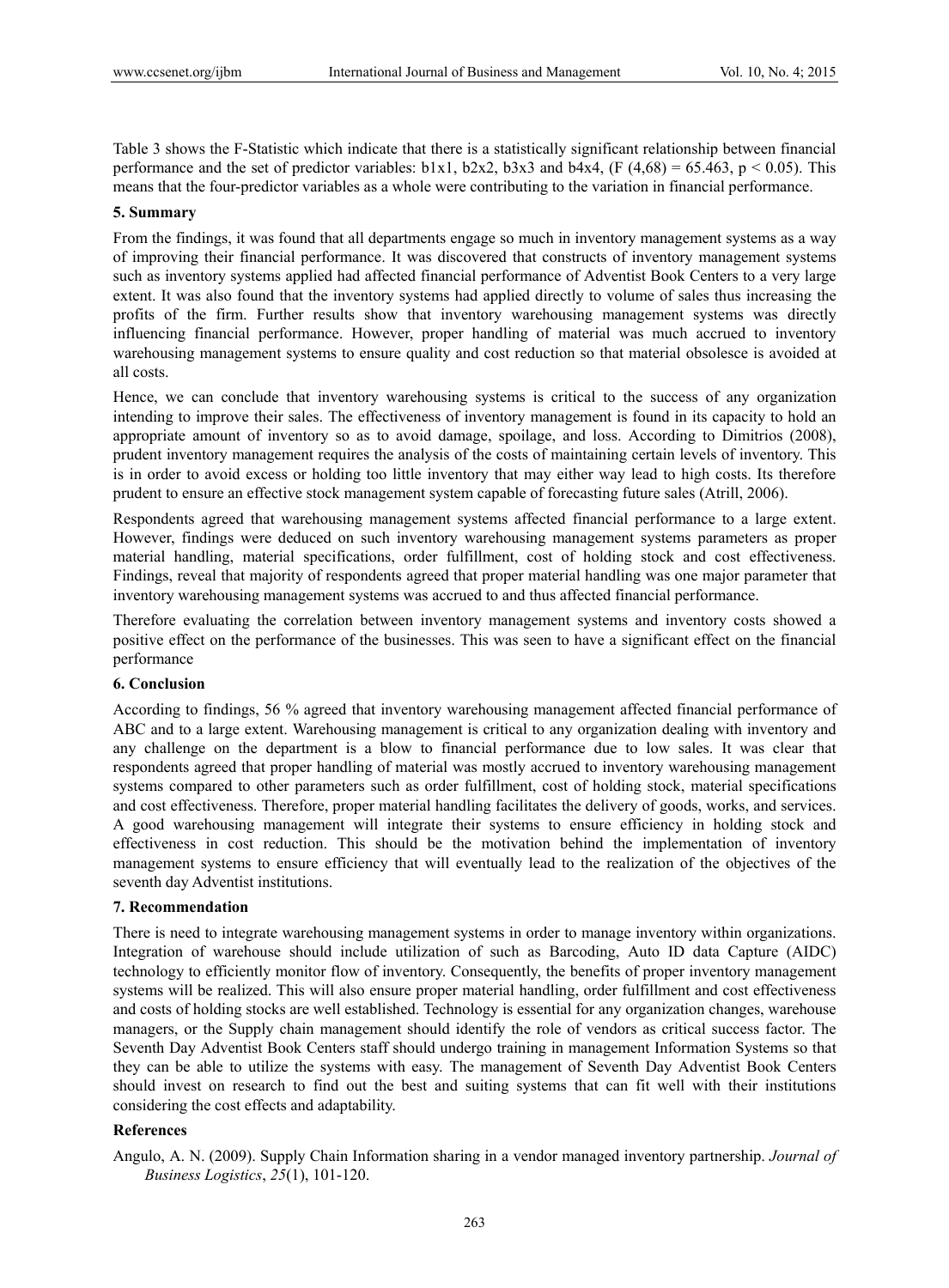Table 3 shows the F-Statistic which indicate that there is a statistically significant relationship between financial performance and the set of predictor variables: b1x1, b2x2, b3x3 and b4x4, ($F(4,68) = 65.463$, $p < 0.05$). This means that the four-predictor variables as a whole were contributing to the variation in financial performance.

## 5. Summary

From the findings, it was found that all departments engage so much in inventory management systems as a way of improving their financial performance. It was discovered that constructs of inventory management systems such as inventory systems applied had affected financial performance of Adventist Book Centers to a very large extent. It was also found that the inventory systems had applied directly to volume of sales thus increasing the profits of the firm. Further results show that inventory warehousing management systems was directly influencing financial performance. However, proper handling of material was much accrued to inventory warehousing management systems to ensure quality and cost reduction so that material obsolesce is avoided at all costs.

Hence, we can conclude that inventory warehousing systems is critical to the success of any organization intending to improve their sales. The effectiveness of inventory management is found in its capacity to hold an appropriate amount of inventory so as to avoid damage, spoilage, and loss. According to Dimitrios (2008), prudent inventory management requires the analysis of the costs of maintaining certain levels of inventory. This is in order to avoid excess or holding too little inventory that may either way lead to high costs. Its therefore prudent to ensure an effective stock management system capable of forecasting future sales (Atrill, 2006).

Respondents agreed that warehousing management systems affected financial performance to a large extent. However, findings were deduced on such inventory warehousing management systems parameters as proper material handling, material specifications, order fulfillment, cost of holding stock and cost effectiveness. Findings, reveal that majority of respondents agreed that proper material handling was one major parameter that inventory warehousing management systems was accrued to and thus affected financial performance.

Therefore evaluating the correlation between inventory management systems and inventory costs showed a positive effect on the performance of the businesses. This was seen to have a significant effect on the financial performance

## 6. Conclusion

According to findings, 56 % agreed that inventory warehousing management affected financial performance of ABC and to a large extent. Warehousing management is critical to any organization dealing with inventory and any challenge on the department is a blow to financial performance due to low sales. It was clear that respondents agreed that proper handling of material was mostly accrued to inventory warehousing management systems compared to other parameters such as order fulfillment, cost of holding stock, material specifications and cost effectiveness. Therefore, proper material handling facilitates the delivery of goods, works, and services. A good warehousing management will integrate their systems to ensure efficiency in holding stock and effectiveness in cost reduction. This should be the motivation behind the implementation of inventory management systems to ensure efficiency that will eventually lead to the realization of the objectives of the seventh day Adventist institutions.

## 7. Recommendation

There is need to integrate warehousing management systems in order to manage inventory within organizations. Integration of warehouse should include utilization of such as Barcoding, Auto ID data Capture (AIDC) technology to efficiently monitor flow of inventory. Consequently, the benefits of proper inventory management systems will be realized. This will also ensure proper material handling, order fulfillment and cost effectiveness and costs of holding stocks are well established. Technology is essential for any organization changes, warehouse managers, or the Supply chain management should identify the role of vendors as critical success factor. The Seventh Day Adventist Book Centers staff should undergo training in management Information Systems so that they can be able to utilize the systems with easy. The management of Seventh Day Adventist Book Centers should invest on research to find out the best and suiting systems that can fit well with their institutions considering the cost effects and adaptability.

## References

Angulo, A. N. (2009). Supply Chain Information sharing in a vendor managed inventory partnership. *Journal of Business Logistics*, *25*(1), 101-120.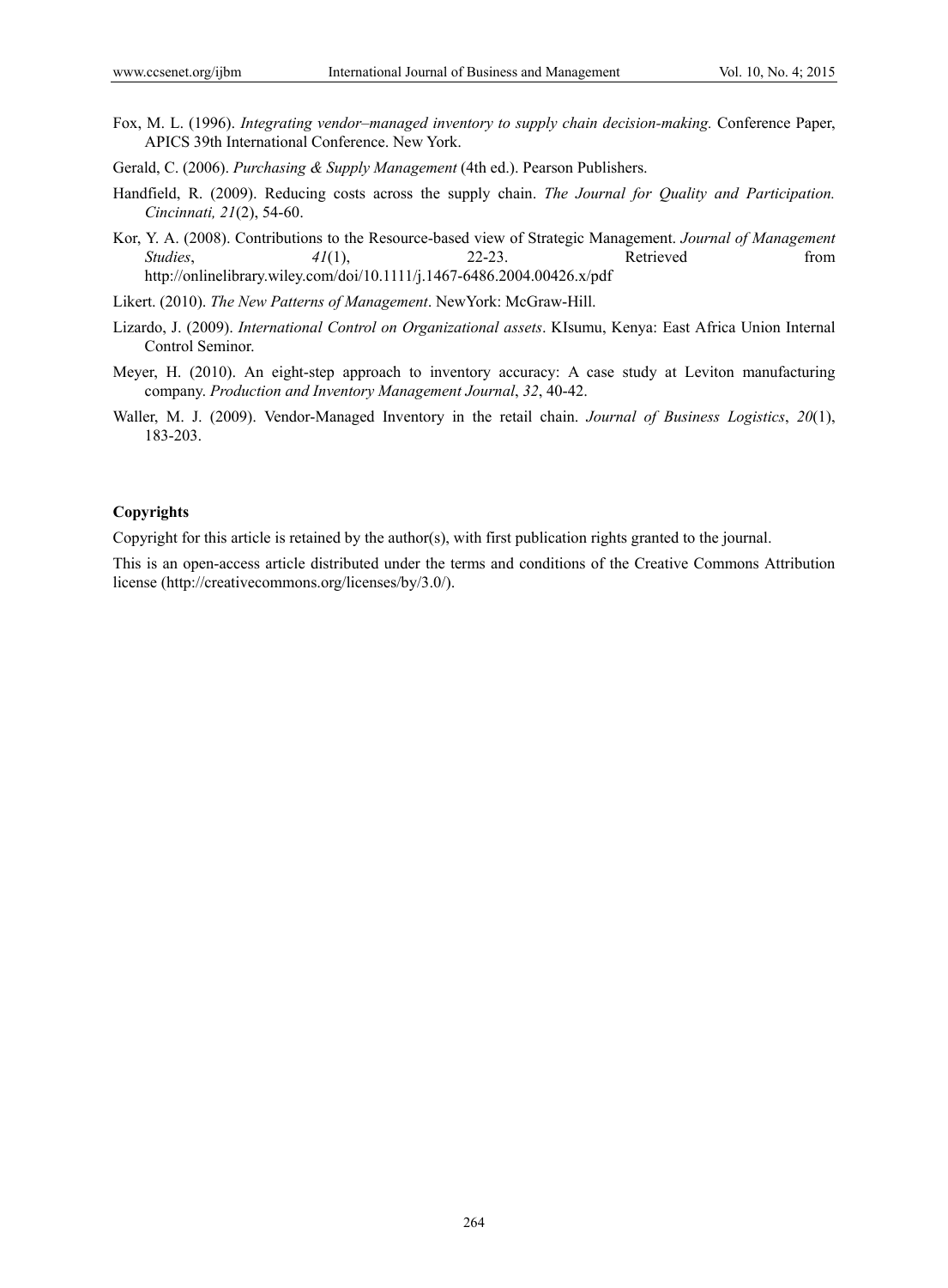Fox, M. L. (1996). *Integrating vendor–managed inventory to supply chain decision-making.* Conference Paper, APICS 39th International Conference. New York.

Gerald, C. (2006). *Purchasing & Supply Management* (4th ed.). Pearson Publishers.

Handfield, R. (2009). Reducing costs across the supply chain. *The Journal for Quality and Participation. Cincinnati, 21*(2), 54-60.

Kor, Y. A. (2008). Contributions to the Resource-based view of Strategic Management. *Journal of Management Studies*, *41*(1), 22-23. Retrieved from http://onlinelibrary.wiley.com/doi/10.1111/j.1467-6486.2004.00426.x/pdf

Likert. (2010). *The New Patterns of Management*. NewYork: McGraw-Hill.

Lizardo, J. (2009). *International Control on Organizational assets*. KIsumu, Kenya: East Africa Union Internal Control Seminor.

Meyer, H. (2010). An eight-step approach to inventory accuracy: A case study at Leviton manufacturing company. *Production and Inventory Management Journal*, *32*, 40-42.

Waller, M. J. (2009). Vendor-Managed Inventory in the retail chain. *Journal of Business Logistics*, *20*(1), 183-203.

**Copyrights**

Copyright for this article is retained by the author(s), with first publication rights granted to the journal.

This is an open-access article distributed under the terms and conditions of the Creative Commons Attribution license (http://creativecommons.org/licenses/by/3.0/).